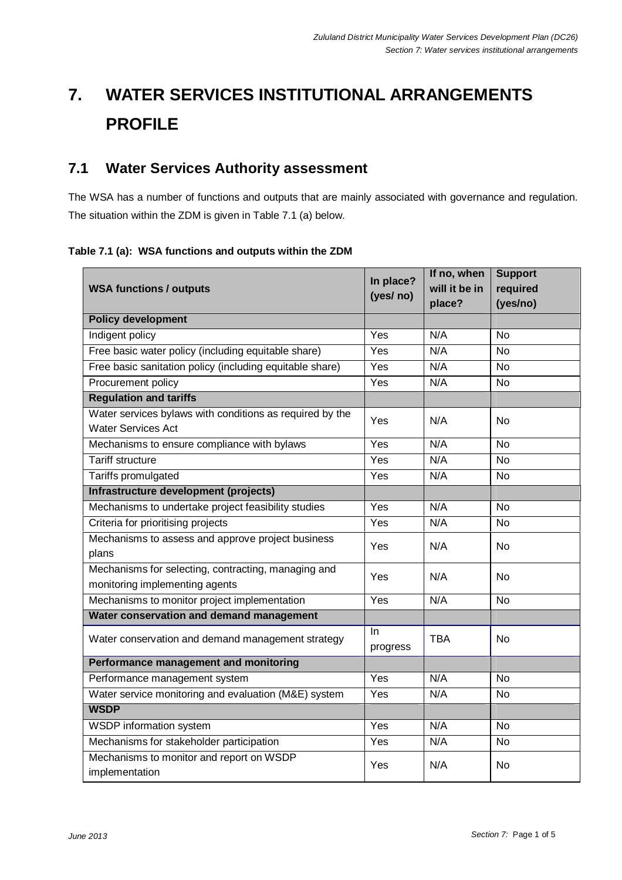# 7. WATER SERVICES INSTITUTIONAL ARRANGEMENTS PROFILE

## 7.1 Water Services Authority assessment

The WSA has a number of functions and outputs that are mainly associated with governance and regulation. The situation within the ZDM is given in Table 7.1 (a) below.

**Table 7.1 (a): WSA functions and outputs within the ZDM**

| WSA functions / outputs | In place? (yes/ no) | If no, when will it be in place? | Support required (yes/no) |
|---|---|---|---|
| **Policy development** | | | |
| Indigent policy | Yes | N/A | No |
| Free basic water policy (including equitable share) | Yes | N/A | No |
| Free basic sanitation policy (including equitable share) | Yes | N/A | No |
| Procurement policy | Yes | N/A | No |
| **Regulation and tariffs** | | | |
| Water services bylaws with conditions as required by the Water Services Act | Yes | N/A | No |
| Mechanisms to ensure compliance with bylaws | Yes | N/A | No |
| Tariff structure | Yes | N/A | No |
| Tariffs promulgated | Yes | N/A | No |
| **Infrastructure development (projects)** | | | |
| Mechanisms to undertake project feasibility studies | Yes | N/A | No |
| Criteria for prioritising projects | Yes | N/A | No |
| Mechanisms to assess and approve project business plans | Yes | N/A | No |
| Mechanisms for selecting, contracting, managing and monitoring implementing agents | Yes | N/A | No |
| Mechanisms to monitor project implementation | Yes | N/A | No |
| **Water conservation and demand management** | | | |
| Water conservation and demand management strategy | In progress | TBA | No |
| **Performance management and monitoring** | | | |
| Performance management system | Yes | N/A | No |
| Water service monitoring and evaluation (M&E) system | Yes | N/A | No |
| **WSDP** | | | |
| WSDP information system | Yes | N/A | No |
| Mechanisms for stakeholder participation | Yes | N/A | No |
| Mechanisms to monitor and report on WSDP implementation | Yes | N/A | No |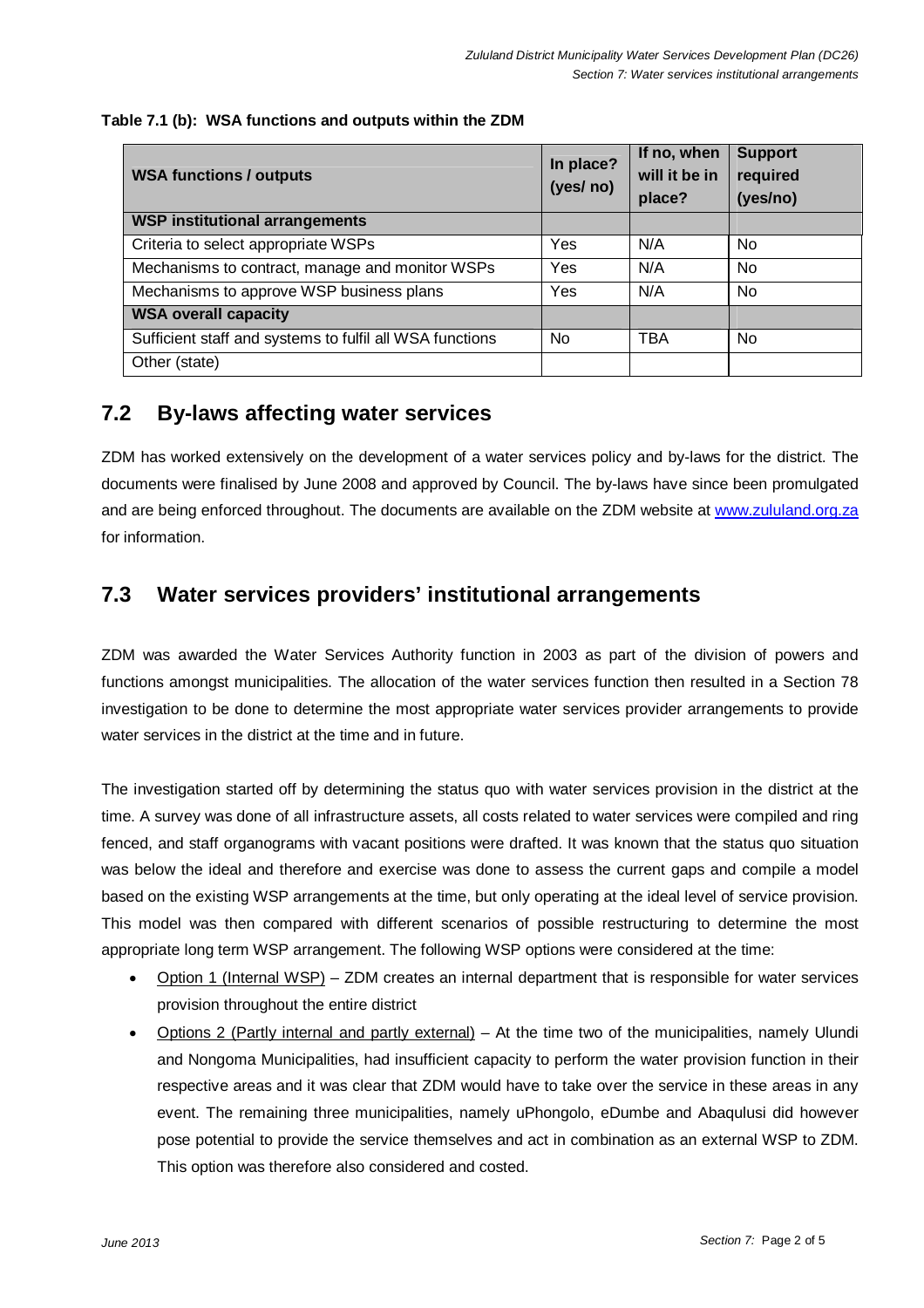**Table 7.1 (b): WSA functions and outputs within the ZDM**

| WSA functions / outputs | In place? (yes/ no) | If no, when will it be in place? | Support required (yes/no) |
|---|---|---|---|
| **WSP institutional arrangements** | | | |
| Criteria to select appropriate WSPs | Yes | N/A | No |
| Mechanisms to contract, manage and monitor WSPs | Yes | N/A | No |
| Mechanisms to approve WSP business plans | Yes | N/A | No |
| **WSA overall capacity** | | | |
| Sufficient staff and systems to fulfil all WSA functions | No | TBA | No |
| Other (state) | | | |

## 7.2 By-laws affecting water services

ZDM has worked extensively on the development of a water services policy and by-laws for the district. The documents were finalised by June 2008 and approved by Council. The by-laws have since been promulgated and are being enforced throughout. The documents are available on the ZDM website at www.zululand.org.za for information.

## 7.3 Water services providers' institutional arrangements

ZDM was awarded the Water Services Authority function in 2003 as part of the division of powers and functions amongst municipalities. The allocation of the water services function then resulted in a Section 78 investigation to be done to determine the most appropriate water services provider arrangements to provide water services in the district at the time and in future.

The investigation started off by determining the status quo with water services provision in the district at the time. A survey was done of all infrastructure assets, all costs related to water services were compiled and ring fenced, and staff organograms with vacant positions were drafted. It was known that the status quo situation was below the ideal and therefore and exercise was done to assess the current gaps and compile a model based on the existing WSP arrangements at the time, but only operating at the ideal level of service provision. This model was then compared with different scenarios of possible restructuring to determine the most appropriate long term WSP arrangement. The following WSP options were considered at the time:

- Option 1 (Internal WSP) – ZDM creates an internal department that is responsible for water services provision throughout the entire district
- Options 2 (Partly internal and partly external) – At the time two of the municipalities, namely Ulundi and Nongoma Municipalities, had insufficient capacity to perform the water provision function in their respective areas and it was clear that ZDM would have to take over the service in these areas in any event. The remaining three municipalities, namely uPhongolo, eDumbe and Abaqulusi did however pose potential to provide the service themselves and act in combination as an external WSP to ZDM. This option was therefore also considered and costed.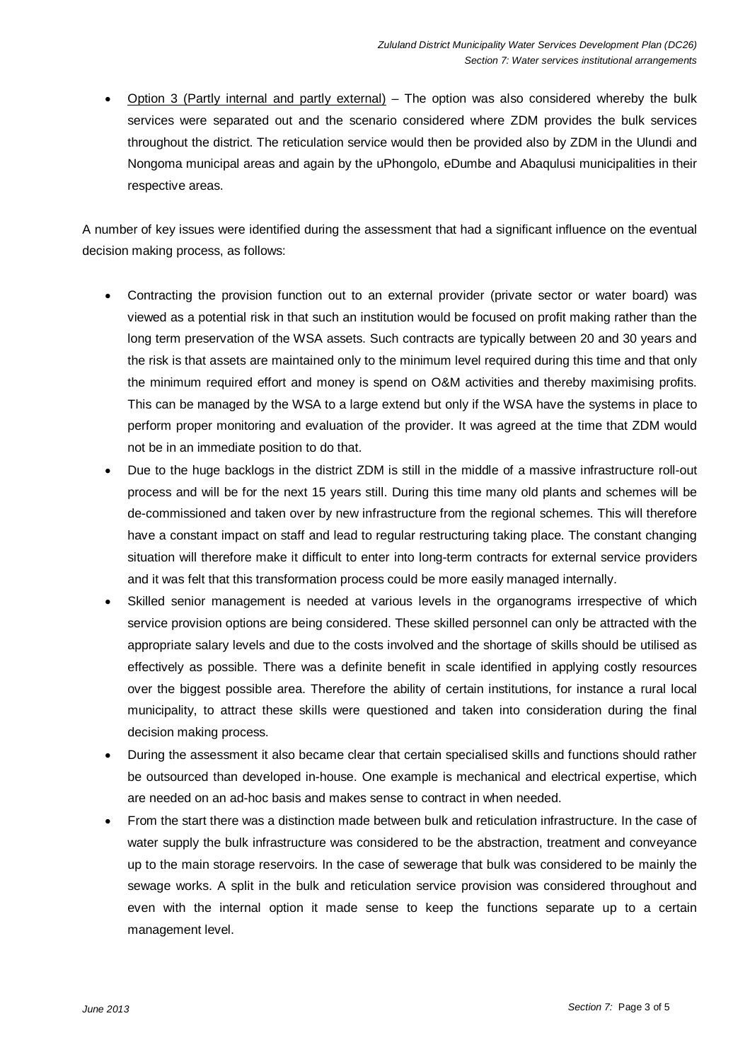- Option 3 (Partly internal and partly external) – The option was also considered whereby the bulk services were separated out and the scenario considered where ZDM provides the bulk services throughout the district. The reticulation service would then be provided also by ZDM in the Ulundi and Nongoma municipal areas and again by the uPhongolo, eDumbe and Abaqulusi municipalities in their respective areas.

A number of key issues were identified during the assessment that had a significant influence on the eventual decision making process, as follows:

- Contracting the provision function out to an external provider (private sector or water board) was viewed as a potential risk in that such an institution would be focused on profit making rather than the long term preservation of the WSA assets. Such contracts are typically between 20 and 30 years and the risk is that assets are maintained only to the minimum level required during this time and that only the minimum required effort and money is spend on O&M activities and thereby maximising profits. This can be managed by the WSA to a large extend but only if the WSA have the systems in place to perform proper monitoring and evaluation of the provider. It was agreed at the time that ZDM would not be in an immediate position to do that.
- Due to the huge backlogs in the district ZDM is still in the middle of a massive infrastructure roll-out process and will be for the next 15 years still. During this time many old plants and schemes will be de-commissioned and taken over by new infrastructure from the regional schemes. This will therefore have a constant impact on staff and lead to regular restructuring taking place. The constant changing situation will therefore make it difficult to enter into long-term contracts for external service providers and it was felt that this transformation process could be more easily managed internally.
- Skilled senior management is needed at various levels in the organograms irrespective of which service provision options are being considered. These skilled personnel can only be attracted with the appropriate salary levels and due to the costs involved and the shortage of skills should be utilised as effectively as possible. There was a definite benefit in scale identified in applying costly resources over the biggest possible area. Therefore the ability of certain institutions, for instance a rural local municipality, to attract these skills were questioned and taken into consideration during the final decision making process.
- During the assessment it also became clear that certain specialised skills and functions should rather be outsourced than developed in-house. One example is mechanical and electrical expertise, which are needed on an ad-hoc basis and makes sense to contract in when needed.
- From the start there was a distinction made between bulk and reticulation infrastructure. In the case of water supply the bulk infrastructure was considered to be the abstraction, treatment and conveyance up to the main storage reservoirs. In the case of sewerage that bulk was considered to be mainly the sewage works. A split in the bulk and reticulation service provision was considered throughout and even with the internal option it made sense to keep the functions separate up to a certain management level.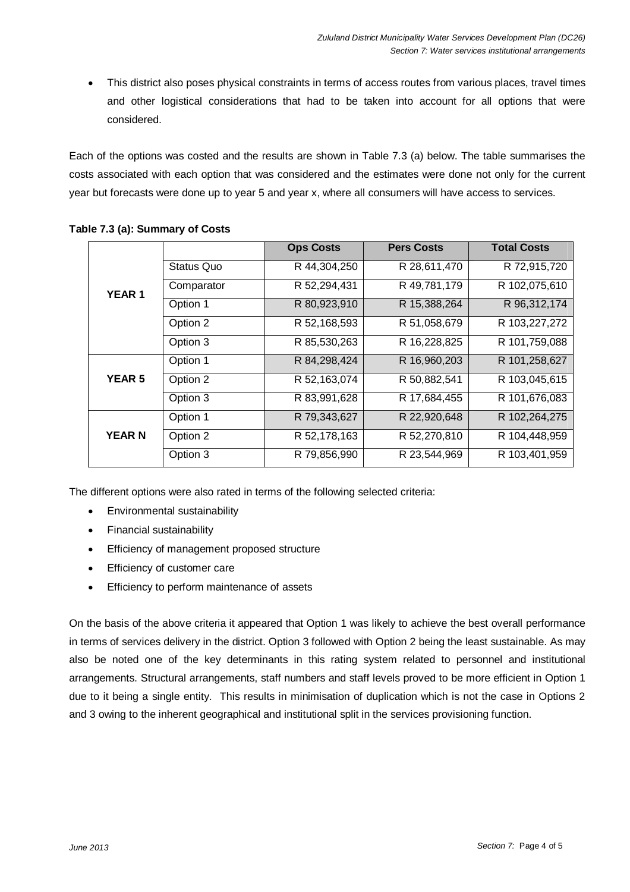- This district also poses physical constraints in terms of access routes from various places, travel times and other logistical considerations that had to be taken into account for all options that were considered.

Each of the options was costed and the results are shown in Table 7.3 (a) below. The table summarises the costs associated with each option that was considered and the estimates were done not only for the current year but forecasts were done up to year 5 and year x, where all consumers will have access to services.

**Table 7.3 (a): Summary of Costs**

| | | Ops Costs | Pers Costs | Total Costs |
|---|---|---|---|---|
| **YEAR 1** | Status Quo | R 44,304,250 | R 28,611,470 | R 72,915,720 |
| | Comparator | R 52,294,431 | R 49,781,179 | R 102,075,610 |
| | Option 1 | R 80,923,910 | R 15,388,264 | R 96,312,174 |
| | Option 2 | R 52,168,593 | R 51,058,679 | R 103,227,272 |
| | Option 3 | R 85,530,263 | R 16,228,825 | R 101,759,088 |
| **YEAR 5** | Option 1 | R 84,298,424 | R 16,960,203 | R 101,258,627 |
| | Option 2 | R 52,163,074 | R 50,882,541 | R 103,045,615 |
| | Option 3 | R 83,991,628 | R 17,684,455 | R 101,676,083 |
| **YEAR N** | Option 1 | R 79,343,627 | R 22,920,648 | R 102,264,275 |
| | Option 2 | R 52,178,163 | R 52,270,810 | R 104,448,959 |
| | Option 3 | R 79,856,990 | R 23,544,969 | R 103,401,959 |

The different options were also rated in terms of the following selected criteria:

- Environmental sustainability
- Financial sustainability
- Efficiency of management proposed structure
- Efficiency of customer care
- Efficiency to perform maintenance of assets

On the basis of the above criteria it appeared that Option 1 was likely to achieve the best overall performance in terms of services delivery in the district. Option 3 followed with Option 2 being the least sustainable. As may also be noted one of the key determinants in this rating system related to personnel and institutional arrangements. Structural arrangements, staff numbers and staff levels proved to be more efficient in Option 1 due to it being a single entity. This results in minimisation of duplication which is not the case in Options 2 and 3 owing to the inherent geographical and institutional split in the services provisioning function.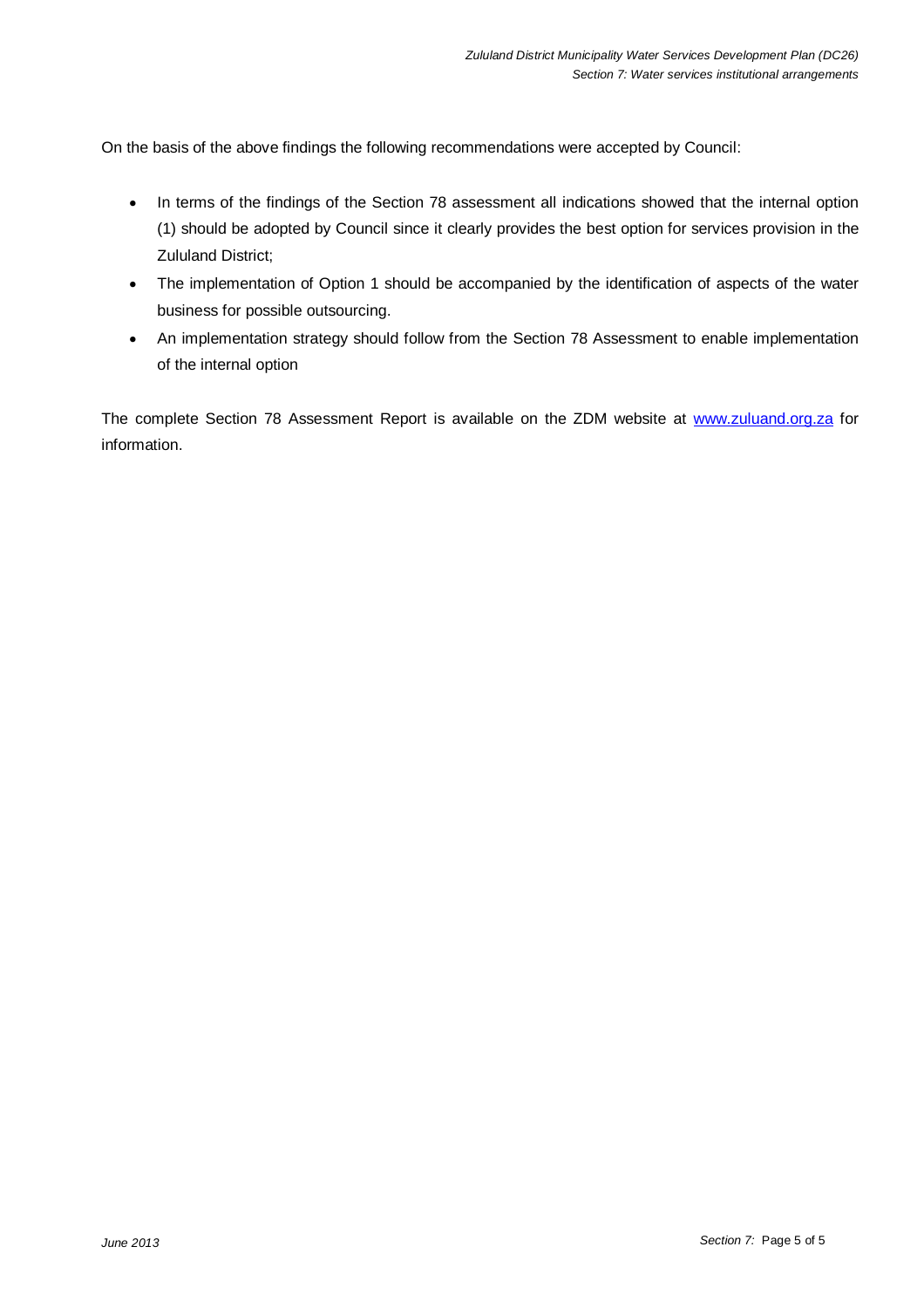On the basis of the above findings the following recommendations were accepted by Council:

- In terms of the findings of the Section 78 assessment all indications showed that the internal option (1) should be adopted by Council since it clearly provides the best option for services provision in the Zululand District;
- The implementation of Option 1 should be accompanied by the identification of aspects of the water business for possible outsourcing.
- An implementation strategy should follow from the Section 78 Assessment to enable implementation of the internal option

The complete Section 78 Assessment Report is available on the ZDM website at [www.zuluand.org.za](http://www.zuluand.org.za) for information.